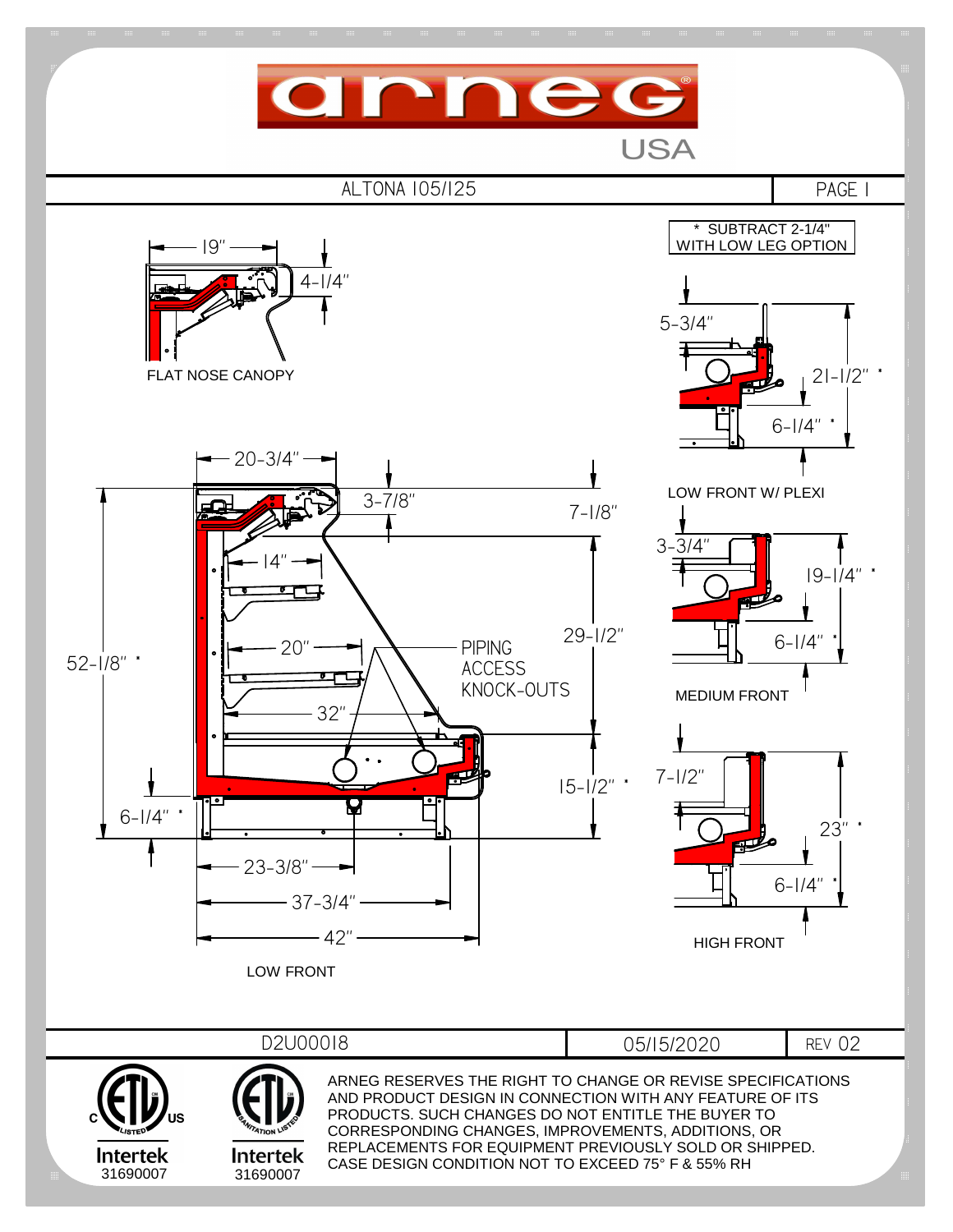# arneg USA

## ALTONA 105/125

PAGE 1

\* SUBTRACT 2-1/4" WITH LOW LEG OPTION

FLAT NOSE CANOPY

19"

4-1/4"

20-3/4"

3-7/8"

7-1/8"

14"

20"

32"

PIPING ACCESS KNOCK-OUTS

29-1/2"

52-1/8" *

15-1/2" *

6-1/4" *

23-3/8"

37-3/4"

42"

LOW FRONT

5-3/4"

21-1/2" *

6-1/4" *

LOW FRONT W/ PLEXI

3-3/4"

19-1/4" *

6-1/4" *

MEDIUM FRONT

7-1/2"

23" *

6-1/4" *

HIGH FRONT

D2U0018 | 05/15/2020 | REV 02

Intertek 31690007

Intertek 31690007

ARNEG RESERVES THE RIGHT TO CHANGE OR REVISE SPECIFICATIONS AND PRODUCT DESIGN IN CONNECTION WITH ANY FEATURE OF ITS PRODUCTS. SUCH CHANGES DO NOT ENTITLE THE BUYER TO CORRESPONDING CHANGES, IMPROVEMENTS, ADDITIONS, OR REPLACEMENTS FOR EQUIPMENT PREVIOUSLY SOLD OR SHIPPED. CASE DESIGN CONDITION NOT TO EXCEED 75° F & 55% RH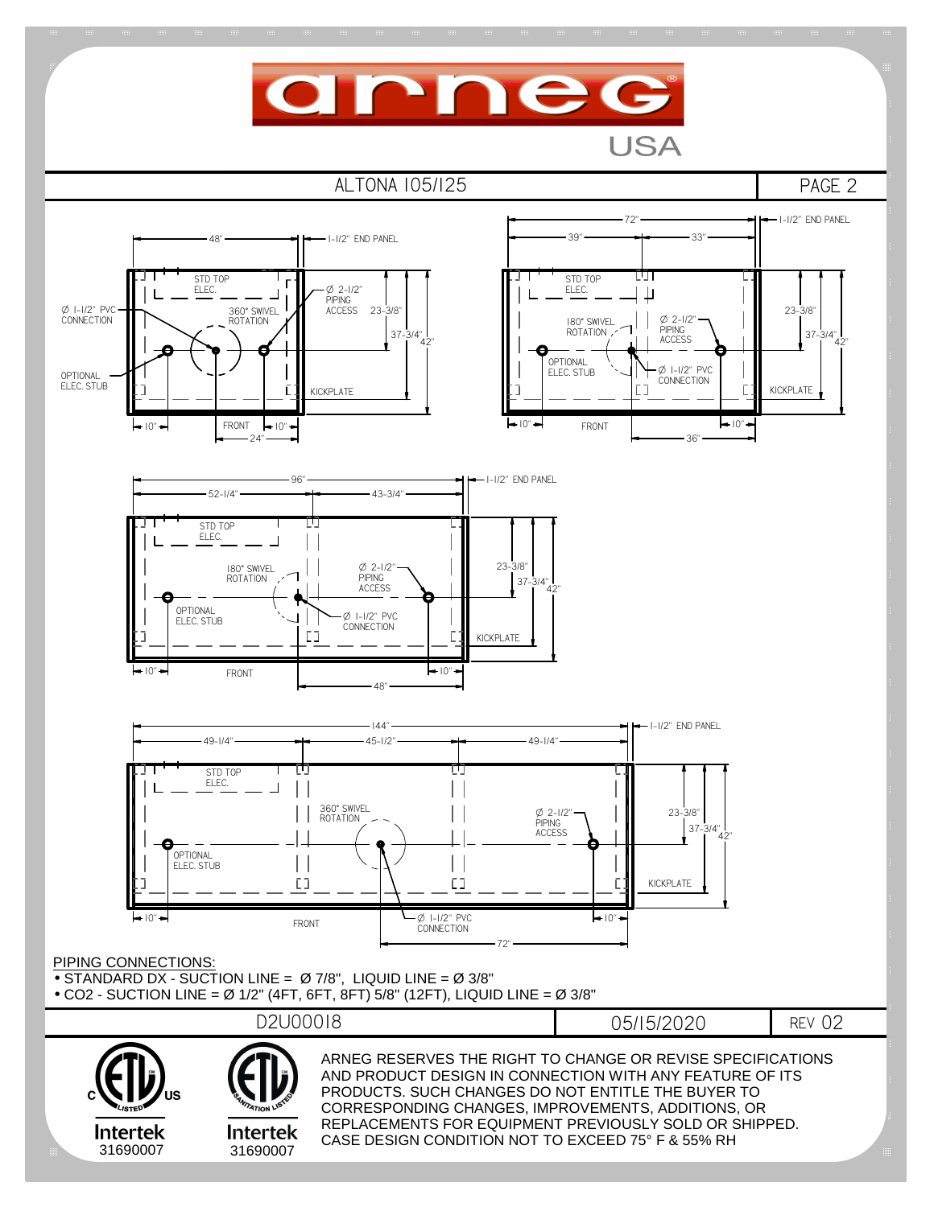# arneg USA

## ALTONA 105/125

PAGE 2

48" | 1-1/2" END PANEL

STD TOP ELEC.

Ø 1-1/2" PVC CONNECTION

360° SWIVEL ROTATION

Ø 2-1/2" PIPING ACCESS

23-3/8" | 37-3/4" | 42"

OPTIONAL ELEC. STUB

KICKPLATE

10" | FRONT | 10" | 24"

72" | 39" | 33" | 1-1/2" END PANEL

STD TOP ELEC.

180° SWIVEL ROTATION

Ø 2-1/2" PIPING ACCESS

OPTIONAL ELEC. STUB

Ø 1-1/2" PVC CONNECTION

23-3/8" | 37-3/4" | 42"

KICKPLATE

10" | FRONT | 10" | 36"

96" | 52-1/4" | 43-3/4" | 1-1/2" END PANEL

STD TOP ELEC.

180° SWIVEL ROTATION

Ø 2-1/2" PIPING ACCESS

OPTIONAL ELEC. STUB

Ø 1-1/2" PVC CONNECTION

23-3/8" | 37-3/4" | 42"

KICKPLATE

10" | FRONT | 10" | 48"

144" | 49-1/4" | 45-1/2" | 49-1/4" | 1-1/2" END PANEL

STD TOP ELEC.

360° SWIVEL ROTATION

Ø 2-1/2" PIPING ACCESS

23-3/8" | 37-3/4" | 42"

OPTIONAL ELEC. STUB

KICKPLATE

10" | FRONT | Ø 1-1/2" PVC CONNECTION | 10" | 72"

PIPING CONNECTIONS:

- STANDARD DX - SUCTION LINE = Ø 7/8", LIQUID LINE = Ø 3/8"
- $CO_2$ - SUCTION LINE = Ø 1/2" (4FT, 6FT, 8FT) 5/8" (12FT), LIQUID LINE = Ø 3/8"

| D2U00018 | 05/15/2020 | REV 02 |
|---|---|---|

Intertek 31690007 | Intertek 31690007

ARNEG RESERVES THE RIGHT TO CHANGE OR REVISE SPECIFICATIONS AND PRODUCT DESIGN IN CONNECTION WITH ANY FEATURE OF ITS PRODUCTS. SUCH CHANGES DO NOT ENTITLE THE BUYER TO CORRESPONDING CHANGES, IMPROVEMENTS, ADDITIONS, OR REPLACEMENTS FOR EQUIPMENT PREVIOUSLY SOLD OR SHIPPED. CASE DESIGN CONDITION NOT TO EXCEED 75° F & 55% RH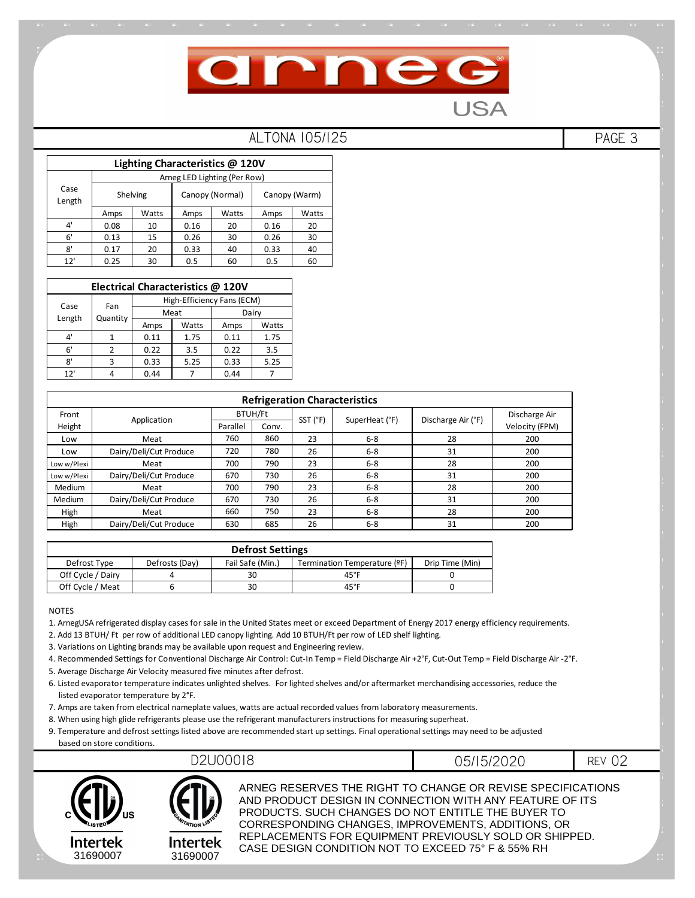# ALTONA 105/125

| Lighting Characteristics @ 120V | | | | | | |
|---|---|---|---|---|---|---|
| Case Length | Arneg LED Lighting (Per Row) | | | | | |
| | Shelving | | Canopy (Normal) | | Canopy (Warm) | |
| | Amps | Watts | Amps | Watts | Amps | Watts |
| 4' | 0.08 | 10 | 0.16 | 20 | 0.16 | 20 |
| 6' | 0.13 | 15 | 0.26 | 30 | 0.26 | 30 |
| 8' | 0.17 | 20 | 0.33 | 40 | 0.33 | 40 |
| 12' | 0.25 | 30 | 0.5 | 60 | 0.5 | 60 |

| Electrical Characteristics @ 120V | | | | | |
|---|---|---|---|---|---|
| Case Length | Fan Quantity | High-Efficiency Fans (ECM) | | | |
| | | Meat | | Dairy | |
| | | Amps | Watts | Amps | Watts |
| 4' | 1 | 0.11 | 1.75 | 0.11 | 1.75 |
| 6' | 2 | 0.22 | 3.5 | 0.22 | 3.5 |
| 8' | 3 | 0.33 | 5.25 | 0.33 | 5.25 |
| 12' | 4 | 0.44 | 7 | 0.44 | 7 |

| Refrigeration Characteristics | | | | | | | |
|---|---|---|---|---|---|---|---|
| Front Height | Application | BTUH/Ft | | SST (°F) | SuperHeat (°F) | Discharge Air (°F) | Discharge Air Velocity (FPM) |
| | | Parallel | Conv. | | | | |
| Low | Meat | 760 | 860 | 23 | 6-8 | 28 | 200 |
| Low | Dairy/Deli/Cut Produce | 720 | 780 | 26 | 6-8 | 31 | 200 |
| Low w/Plexi | Meat | 700 | 790 | 23 | 6-8 | 28 | 200 |
| Low w/Plexi | Dairy/Deli/Cut Produce | 670 | 730 | 26 | 6-8 | 31 | 200 |
| Medium | Meat | 700 | 790 | 23 | 6-8 | 28 | 200 |
| Medium | Dairy/Deli/Cut Produce | 670 | 730 | 26 | 6-8 | 31 | 200 |
| High | Meat | 660 | 750 | 23 | 6-8 | 28 | 200 |
| High | Dairy/Deli/Cut Produce | 630 | 685 | 26 | 6-8 | 31 | 200 |

| Defrost Settings | | | | |
|---|---|---|---|---|
| Defrost Type | Defrosts (Day) | Fail Safe (Min.) | Termination Temperature (ºF) | Drip Time (Min) |
| Off Cycle / Dairy | 4 | 30 | 45°F | 0 |
| Off Cycle / Meat | 6 | 30 | 45°F | 0 |

NOTES

1. ArnegUSA refrigerated display cases for sale in the United States meet or exceed Department of Energy 2017 energy efficiency requirements.
2. Add 13 BTUH/ Ft per row of additional LED canopy lighting. Add 10 BTUH/Ft per row of LED shelf lighting.
3. Variations on Lighting brands may be available upon request and Engineering review.
4. Recommended Settings for Conventional Discharge Air Control: Cut-In Temp = Field Discharge Air +2°F, Cut-Out Temp = Field Discharge Air -2°F.
5. Average Discharge Air Velocity measured five minutes after defrost.
6. Listed evaporator temperature indicates unlighted shelves. For lighted shelves and/or aftermarket merchandising accessories, reduce the listed evaporator temperature by 2°F.
7. Amps are taken from electrical nameplate values, watts are actual recorded values from laboratory measurements.
8. When using high glide refrigerants please use the refrigerant manufacturers instructions for measuring superheat.
9. Temperature and defrost settings listed above are recommended start up settings. Final operational settings may need to be adjusted based on store conditions.

D2U00018 | 05/15/2020 | REV 02

Intertek 31690007

Intertek 31690007

ARNEG RESERVES THE RIGHT TO CHANGE OR REVISE SPECIFICATIONS AND PRODUCT DESIGN IN CONNECTION WITH ANY FEATURE OF ITS PRODUCTS. SUCH CHANGES DO NOT ENTITLE THE BUYER TO CORRESPONDING CHANGES, IMPROVEMENTS, ADDITIONS, OR REPLACEMENTS FOR EQUIPMENT PREVIOUSLY SOLD OR SHIPPED. CASE DESIGN CONDITION NOT TO EXCEED 75° F & 55% RH